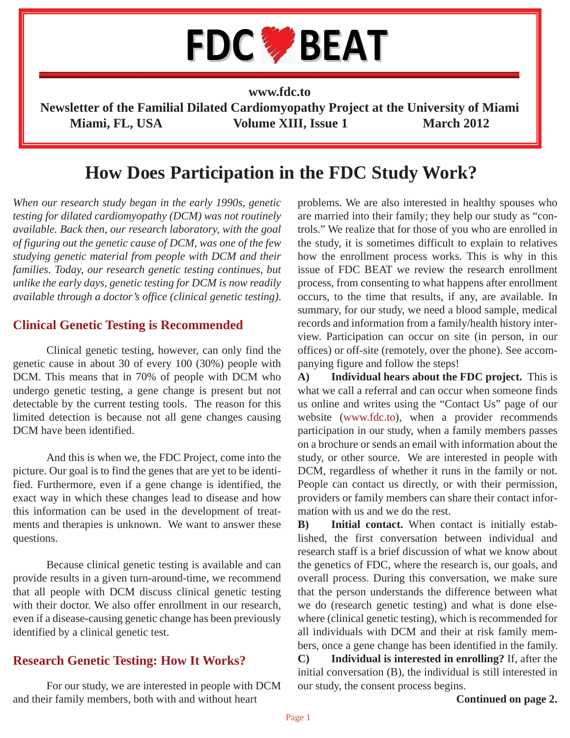# FDC BEAT

**www.fdc.to**

**Newsletter of the Familial Dilated Cardiomyopathy Project at the University of Miami**

**Miami, FL, USA — Volume XIII, Issue 1 — March 2012**

# How Does Participation in the FDC Study Work?

*When our research study began in the early 1990s, genetic testing for dilated cardiomyopathy (DCM) was not routinely available. Back then, our research laboratory, with the goal of figuring out the genetic cause of DCM, was one of the few studying genetic material from people with DCM and their families. Today, our research genetic testing continues, but unlike the early days, genetic testing for DCM is now readily available through a doctor's office (clinical genetic testing).*

## Clinical Genetic Testing is Recommended

Clinical genetic testing, however, can only find the genetic cause in about 30 of every 100 (30%) people with DCM. This means that in 70% of people with DCM who undergo genetic testing, a gene change is present but not detectable by the current testing tools. The reason for this limited detection is because not all gene changes causing DCM have been identified.

And this is when we, the FDC Project, come into the picture. Our goal is to find the genes that are yet to be identified. Furthermore, even if a gene change is identified, the exact way in which these changes lead to disease and how this information can be used in the development of treatments and therapies is unknown. We want to answer these questions.

Because clinical genetic testing is available and can provide results in a given turn-around-time, we recommend that all people with DCM discuss clinical genetic testing with their doctor. We also offer enrollment in our research, even if a disease-causing genetic change has been previously identified by a clinical genetic test.

## Research Genetic Testing: How It Works?

For our study, we are interested in people with DCM and their family members, both with and without heart problems. We are also interested in healthy spouses who are married into their family; they help our study as "controls." We realize that for those of you who are enrolled in the study, it is sometimes difficult to explain to relatives how the enrollment process works. This is why in this issue of FDC BEAT we review the research enrollment process, from consenting to what happens after enrollment occurs, to the time that results, if any, are available. In summary, for our study, we need a blood sample, medical records and information from a family/health history interview. Participation can occur on site (in person, in our offices) or off-site (remotely, over the phone). See accompanying figure and follow the steps!

**A) Individual hears about the FDC project.** This is what we call a referral and can occur when someone finds us online and writes using the "Contact Us" page of our website (www.fdc.to), when a provider recommends participation in our study, when a family members passes on a brochure or sends an email with information about the study, or other source. We are interested in people with DCM, regardless of whether it runs in the family or not. People can contact us directly, or with their permission, providers or family members can share their contact information with us and we do the rest.

**B) Initial contact.** When contact is initially established, the first conversation between individual and research staff is a brief discussion of what we know about the genetics of FDC, where the research is, our goals, and overall process. During this conversation, we make sure that the person understands the difference between what we do (research genetic testing) and what is done elsewhere (clinical genetic testing), which is recommended for all individuals with DCM and their at risk family members, once a gene change has been identified in the family.

**C) Individual is interested in enrolling?** If, after the initial conversation (B), the individual is still interested in our study, the consent process begins.

**Continued on page 2.**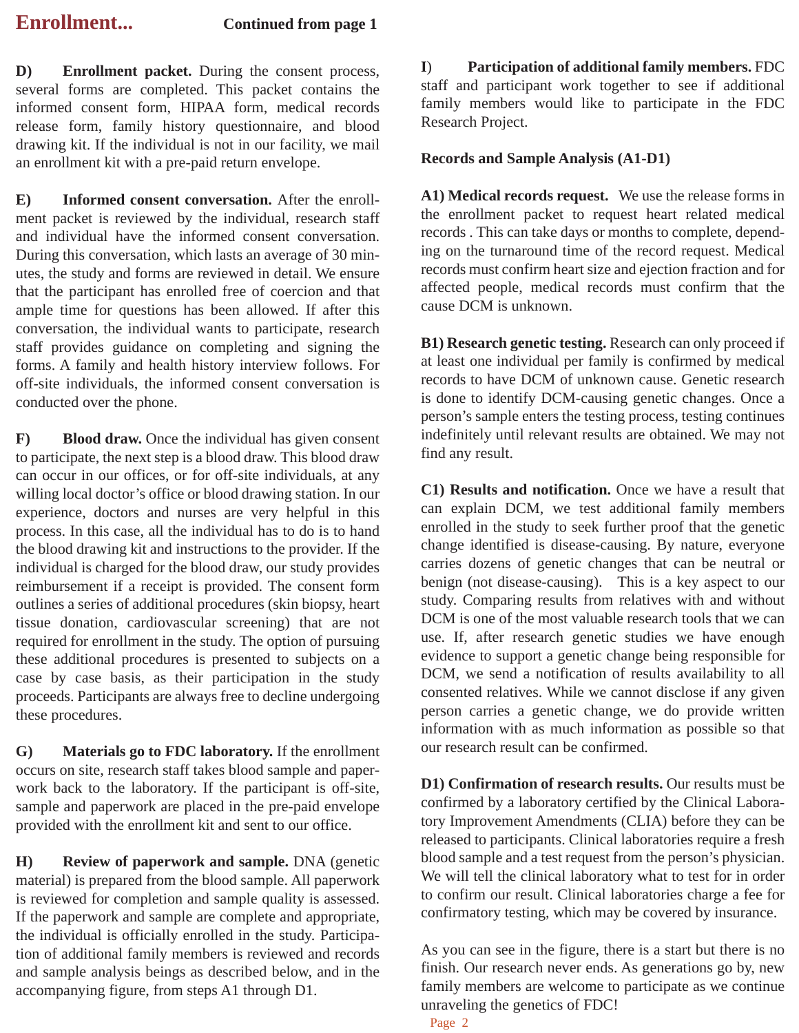# Enrollment... Continued from page 1

**D) Enrollment packet.** During the consent process, several forms are completed. This packet contains the informed consent form, HIPAA form, medical records release form, family history questionnaire, and blood drawing kit. If the individual is not in our facility, we mail an enrollment kit with a pre-paid return envelope.

**E) Informed consent conversation.** After the enrollment packet is reviewed by the individual, research staff and individual have the informed consent conversation. During this conversation, which lasts an average of 30 minutes, the study and forms are reviewed in detail. We ensure that the participant has enrolled free of coercion and that ample time for questions has been allowed. If after this conversation, the individual wants to participate, research staff provides guidance on completing and signing the forms. A family and health history interview follows. For off-site individuals, the informed consent conversation is conducted over the phone.

**F) Blood draw.** Once the individual has given consent to participate, the next step is a blood draw. This blood draw can occur in our offices, or for off-site individuals, at any willing local doctor's office or blood drawing station. In our experience, doctors and nurses are very helpful in this process. In this case, all the individual has to do is to hand the blood drawing kit and instructions to the provider. If the individual is charged for the blood draw, our study provides reimbursement if a receipt is provided. The consent form outlines a series of additional procedures (skin biopsy, heart tissue donation, cardiovascular screening) that are not required for enrollment in the study. The option of pursuing these additional procedures is presented to subjects on a case by case basis, as their participation in the study proceeds. Participants are always free to decline undergoing these procedures.

**G) Materials go to FDC laboratory.** If the enrollment occurs on site, research staff takes blood sample and paperwork back to the laboratory. If the participant is off-site, sample and paperwork are placed in the pre-paid envelope provided with the enrollment kit and sent to our office.

**H) Review of paperwork and sample.** DNA (genetic material) is prepared from the blood sample. All paperwork is reviewed for completion and sample quality is assessed. If the paperwork and sample are complete and appropriate, the individual is officially enrolled in the study. Participation of additional family members is reviewed and records and sample analysis beings as described below, and in the accompanying figure, from steps A1 through D1.

**I) Participation of additional family members.** FDC staff and participant work together to see if additional family members would like to participate in the FDC Research Project.

**Records and Sample Analysis (A1-D1)**

**A1) Medical records request.** We use the release forms in the enrollment packet to request heart related medical records . This can take days or months to complete, depending on the turnaround time of the record request. Medical records must confirm heart size and ejection fraction and for affected people, medical records must confirm that the cause DCM is unknown.

**B1) Research genetic testing.** Research can only proceed if at least one individual per family is confirmed by medical records to have DCM of unknown cause. Genetic research is done to identify DCM-causing genetic changes. Once a person's sample enters the testing process, testing continues indefinitely until relevant results are obtained. We may not find any result.

**C1) Results and notification.** Once we have a result that can explain DCM, we test additional family members enrolled in the study to seek further proof that the genetic change identified is disease-causing. By nature, everyone carries dozens of genetic changes that can be neutral or benign (not disease-causing). This is a key aspect to our study. Comparing results from relatives with and without DCM is one of the most valuable research tools that we can use. If, after research genetic studies we have enough evidence to support a genetic change being responsible for DCM, we send a notification of results availability to all consented relatives. While we cannot disclose if any given person carries a genetic change, we do provide written information with as much information as possible so that our research result can be confirmed.

**D1) Confirmation of research results.** Our results must be confirmed by a laboratory certified by the Clinical Laboratory Improvement Amendments (CLIA) before they can be released to participants. Clinical laboratories require a fresh blood sample and a test request from the person's physician. We will tell the clinical laboratory what to test for in order to confirm our result. Clinical laboratories charge a fee for confirmatory testing, which may be covered by insurance.

As you can see in the figure, there is a start but there is no finish. Our research never ends. As generations go by, new family members are welcome to participate as we continue unraveling the genetics of FDC!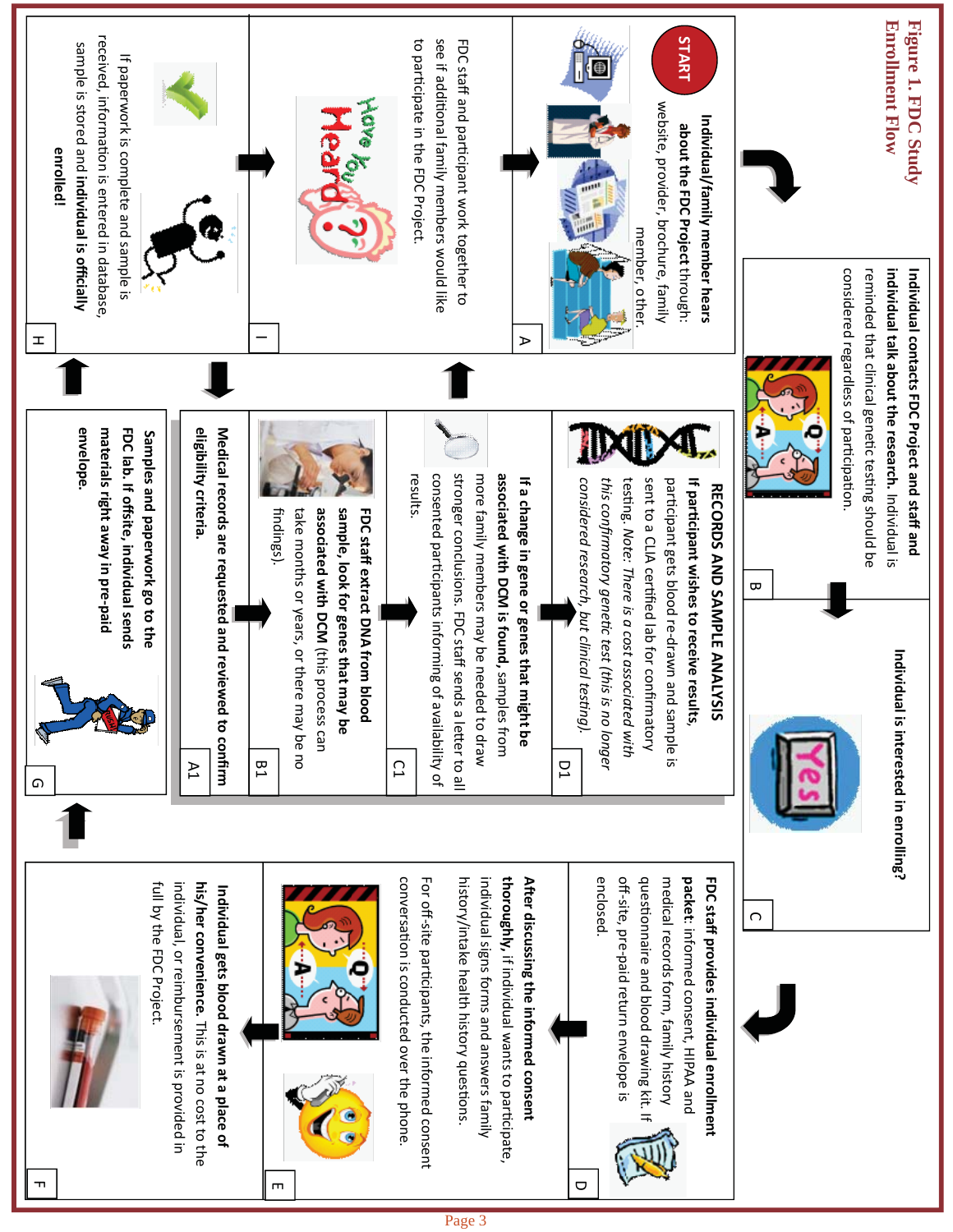# Figure 1. FDC Study Enrollment Flow

**START**

**A** — **Individual/family member hears about the FDC Project** through: website, provider, brochure, family member, other.

**B** — **Individual contacts FDC Project and staff and individual talk about the research.** Individual is reminded that clinical genetic testing should be considered regardless of participation.

**C** — **Individual is interested in enrolling?**

Yes

**D** — **FDC staff provides individual enrollment packet:** informed consent, HIPAA and medical records form, family history questionnaire and blood drawing kit. If off-site, pre-paid return envelope is enclosed.

**E** — **After discussing the informed consent thoroughly,** if individual wants to participate, individual signs forms and answers family history/intake health history questions.

For off-site participants, the informed consent conversation is conducted over the phone.

**F** — **Individual gets blood drawn at a place of his/her convenience.** This is at no cost to the individual, or reimbursement is provided in full by the FDC Project.

**G** — **Samples and paperwork go to the FDC lab. If offsite, individual sends materials right away in pre-paid envelope.**

**H** — If paperwork is complete and sample is received, information is entered in database, sample is stored and **individual is officially enrolled!**

**I** — FDC staff and participant work together to see if additional family members would like to participate in the FDC Project.

## RECORDS AND SAMPLE ANALYSIS

**A1** — **Medical records are requested and reviewed to confirm eligibility criteria.**

**B1** — **FDC staff extract DNA from blood sample, look for genes that may be associated with DCM** (this process can take months or years, or there may be no findings).

**C1** — **If a change in gene or genes that might be associated with DCM is found,** samples from more family members may be needed to draw stronger conclusions. FDC staff sends a letter to all consented participants informing of availability of results.

**D1** — **If participant wishes to receive results,** participant gets blood re-drawn and sample is sent to a CLIA certified lab for confirmatory testing. *Note: There is a cost associated with this confirmatory genetic test (this is no longer considered research, but clinical testing).*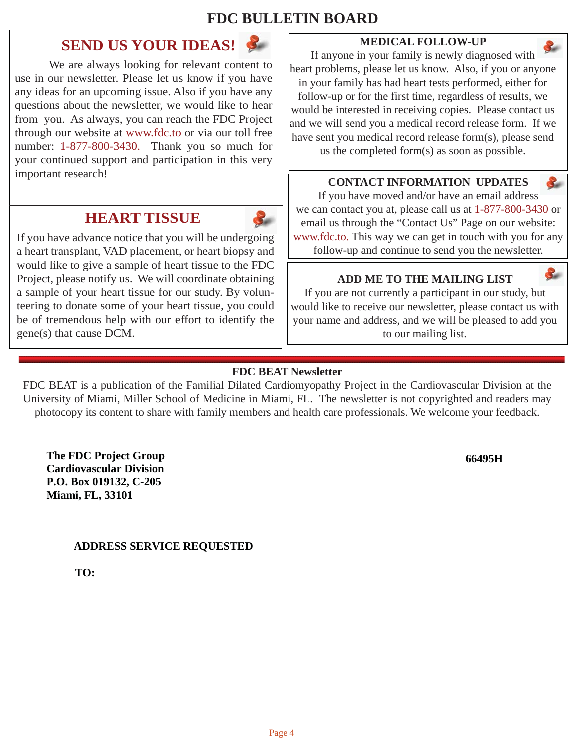# FDC BULLETIN BOARD

## SEND US YOUR IDEAS!

We are always looking for relevant content to use in our newsletter. Please let us know if you have any ideas for an upcoming issue. Also if you have any questions about the newsletter, we would like to hear from you. As always, you can reach the FDC Project through our website at www.fdc.to or via our toll free number: 1-877-800-3430. Thank you so much for your continued support and participation in this very important research!

## HEART TISSUE

If you have advance notice that you will be undergoing a heart transplant, VAD placement, or heart biopsy and would like to give a sample of heart tissue to the FDC Project, please notify us. We will coordinate obtaining a sample of your heart tissue for our study. By volunteering to donate some of your heart tissue, you could be of tremendous help with our effort to identify the gene(s) that cause DCM.

## MEDICAL FOLLOW-UP

If anyone in your family is newly diagnosed with heart problems, please let us know. Also, if you or anyone in your family has had heart tests performed, either for follow-up or for the first time, regardless of results, we would be interested in receiving copies. Please contact us and we will send you a medical record release form. If we have sent you medical record release form(s), please send us the completed form(s) as soon as possible.

## CONTACT INFORMATION UPDATES

If you have moved and/or have an email address we can contact you at, please call us at 1-877-800-3430 or email us through the "Contact Us" Page on our website: www.fdc.to. This way we can get in touch with you for any follow-up and continue to send you the newsletter.

## ADD ME TO THE MAILING LIST

If you are not currently a participant in our study, but would like to receive our newsletter, please contact us with your name and address, and we will be pleased to add you to our mailing list.

---

**FDC BEAT Newsletter**

FDC BEAT is a publication of the Familial Dilated Cardiomyopathy Project in the Cardiovascular Division at the University of Miami, Miller School of Medicine in Miami, FL. The newsletter is not copyrighted and readers may photocopy its content to share with family members and health care professionals. We welcome your feedback.

**The FDC Project Group**
**Cardiovascular Division**
**P.O. Box 019132, C-205**
**Miami, FL, 33101**

**66495H**

**ADDRESS SERVICE REQUESTED**

**TO:**